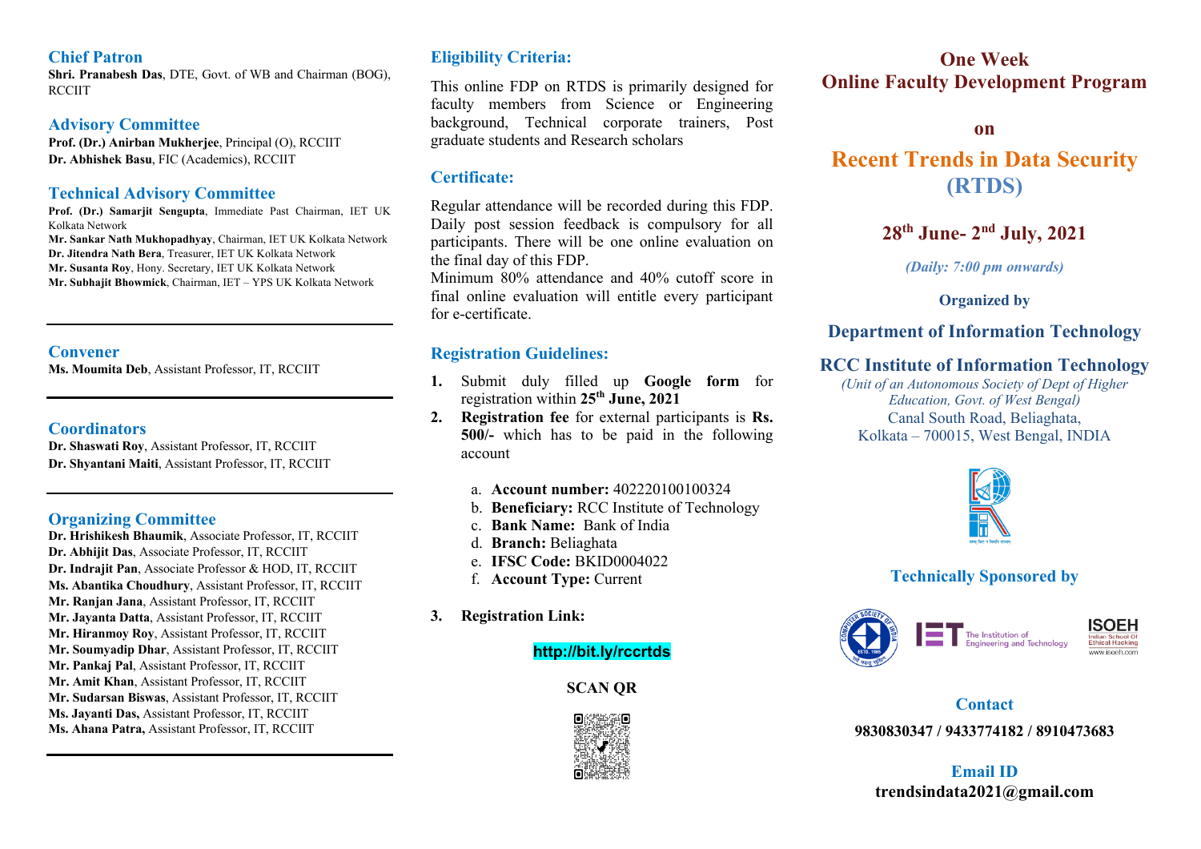## Chief Patron

**Shri. Pranabesh Das**, DTE, Govt. of WB and Chairman (BOG), RCCIIT

## Advisory Committee

**Prof. (Dr.) Anirban Mukherjee**, Principal (O), RCCIIT
**Dr. Abhishek Basu**, FIC (Academics), RCCIIT

## Technical Advisory Committee

**Prof. (Dr.) Samarjit Sengupta**, Immediate Past Chairman, IET UK Kolkata Network
**Mr. Sankar Nath Mukhopadhyay**, Chairman, IET UK Kolkata Network
**Dr. Jitendra Nath Bera**, Treasurer, IET UK Kolkata Network
**Mr. Susanta Roy**, Hony. Secretary, IET UK Kolkata Network
**Mr. Subhajit Bhowmick**, Chairman, IET – YPS UK Kolkata Network

## Convener

**Ms. Moumita Deb**, Assistant Professor, IT, RCCIIT

## Coordinators

**Dr. Shaswati Roy**, Assistant Professor, IT, RCCIIT
**Dr. Shyantani Maiti**, Assistant Professor, IT, RCCIIT

## Organizing Committee

**Dr. Hrishikesh Bhaumik**, Associate Professor, IT, RCCIIT
**Dr. Abhijit Das**, Associate Professor, IT, RCCIIT
**Dr. Indrajit Pan**, Associate Professor & HOD, IT, RCCIIT
**Ms. Abantika Choudhury**, Assistant Professor, IT, RCCIIT
**Mr. Ranjan Jana**, Assistant Professor, IT, RCCIIT
**Mr. Jayanta Datta**, Assistant Professor, IT, RCCIIT
**Mr. Hiranmoy Roy**, Assistant Professor, IT, RCCIIT
**Mr. Soumyadip Dhar**, Assistant Professor, IT, RCCIIT
**Mr. Pankaj Pal**, Assistant Professor, IT, RCCIIT
**Mr. Amit Khan**, Assistant Professor, IT, RCCIIT
**Mr. Sudarsan Biswas**, Assistant Professor, IT, RCCIIT
**Ms. Jayanti Das,** Assistant Professor, IT, RCCIIT
**Ms. Ahana Patra,** Assistant Professor, IT, RCCIIT

## Eligibility Criteria:

This online FDP on RTDS is primarily designed for faculty members from Science or Engineering background, Technical corporate trainers, Post graduate students and Research scholars

## Certificate:

Regular attendance will be recorded during this FDP. Daily post session feedback is compulsory for all participants. There will be one online evaluation on the final day of this FDP.
Minimum 80% attendance and 40% cutoff score in final online evaluation will entitle every participant for e-certificate.

## Registration Guidelines:

1. Submit duly filled up **Google form** for registration within **25th June, 2021**
2. **Registration fee** for external participants is **Rs. 500/-** which has to be paid in the following account
   a. **Account number:** 402220100100324
   b. **Beneficiary:** RCC Institute of Technology
   c. **Bank Name:** Bank of India
   d. **Branch:** Beliaghata
   e. **IFSC Code:** BKID0004022
   f. **Account Type:** Current
3. **Registration Link:**

**http://bit.ly/rccrtds**

**SCAN QR**

# One Week Online Faculty Development Program

**on**

# Recent Trends in Data Security (RTDS)

## 28th June- 2nd July, 2021

***(Daily: 7:00 pm onwards)***

**Organized by**

### Department of Information Technology

### RCC Institute of Information Technology

*(Unit of an Autonomous Society of Dept of Higher Education, Govt. of West Bengal)*
Canal South Road, Beliaghata,
Kolkata – 700015, West Bengal, INDIA

**Technically Sponsored by**

**Contact**

**9830830347 / 9433774182 / 8910473683**

**Email ID**

**trendsindata2021@gmail.com**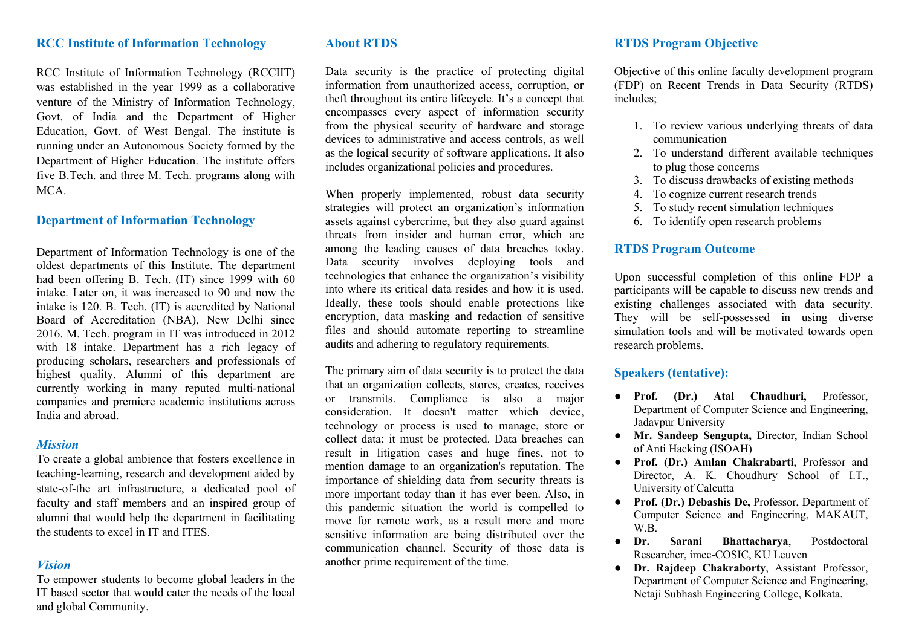## RCC Institute of Information Technology

RCC Institute of Information Technology (RCCIIT) was established in the year 1999 as a collaborative venture of the Ministry of Information Technology, Govt. of India and the Department of Higher Education, Govt. of West Bengal. The institute is running under an Autonomous Society formed by the Department of Higher Education. The institute offers five B.Tech. and three M. Tech. programs along with MCA.

## Department of Information Technology

Department of Information Technology is one of the oldest departments of this Institute. The department had been offering B. Tech. (IT) since 1999 with 60 intake. Later on, it was increased to 90 and now the intake is 120. B. Tech. (IT) is accredited by National Board of Accreditation (NBA), New Delhi since 2016. M. Tech. program in IT was introduced in 2012 with 18 intake. Department has a rich legacy of producing scholars, researchers and professionals of highest quality. Alumni of this department are currently working in many reputed multi-national companies and premiere academic institutions across India and abroad.

### *Mission*

To create a global ambience that fosters excellence in teaching-learning, research and development aided by state-of-the art infrastructure, a dedicated pool of faculty and staff members and an inspired group of alumni that would help the department in facilitating the students to excel in IT and ITES.

### *Vision*

To empower students to become global leaders in the IT based sector that would cater the needs of the local and global Community.

## About RTDS

Data security is the practice of protecting digital information from unauthorized access, corruption, or theft throughout its entire lifecycle. It's a concept that encompasses every aspect of information security from the physical security of hardware and storage devices to administrative and access controls, as well as the logical security of software applications. It also includes organizational policies and procedures.

When properly implemented, robust data security strategies will protect an organization's information assets against cybercrime, but they also guard against threats from insider and human error, which are among the leading causes of data breaches today. Data security involves deploying tools and technologies that enhance the organization's visibility into where its critical data resides and how it is used. Ideally, these tools should enable protections like encryption, data masking and redaction of sensitive files and should automate reporting to streamline audits and adhering to regulatory requirements.

The primary aim of data security is to protect the data that an organization collects, stores, creates, receives or transmits. Compliance is also a major consideration. It doesn't matter which device, technology or process is used to manage, store or collect data; it must be protected. Data breaches can result in litigation cases and huge fines, not to mention damage to an organization's reputation. The importance of shielding data from security threats is more important today than it has ever been. Also, in this pandemic situation the world is compelled to move for remote work, as a result more and more sensitive information are being distributed over the communication channel. Security of those data is another prime requirement of the time.

## RTDS Program Objective

Objective of this online faculty development program (FDP) on Recent Trends in Data Security (RTDS) includes;

1. To review various underlying threats of data communication
2. To understand different available techniques to plug those concerns
3. To discuss drawbacks of existing methods
4. To cognize current research trends
5. To study recent simulation techniques
6. To identify open research problems

## RTDS Program Outcome

Upon successful completion of this online FDP a participants will be capable to discuss new trends and existing challenges associated with data security. They will be self-possessed in using diverse simulation tools and will be motivated towards open research problems.

## Speakers (tentative):

- **Prof. (Dr.) Atal Chaudhuri,** Professor, Department of Computer Science and Engineering, Jadavpur University
- **Mr. Sandeep Sengupta,** Director, Indian School of Anti Hacking (ISOAH)
- **Prof. (Dr.) Amlan Chakrabarti**, Professor and Director, A. K. Choudhury School of I.T., University of Calcutta
- **Prof. (Dr.) Debashis De,** Professor, Department of Computer Science and Engineering, MAKAUT, W.B.
- **Dr. Sarani Bhattacharya**, Postdoctoral Researcher, imec-COSIC, KU Leuven
- **Dr. Rajdeep Chakraborty**, Assistant Professor, Department of Computer Science and Engineering, Netaji Subhash Engineering College, Kolkata.